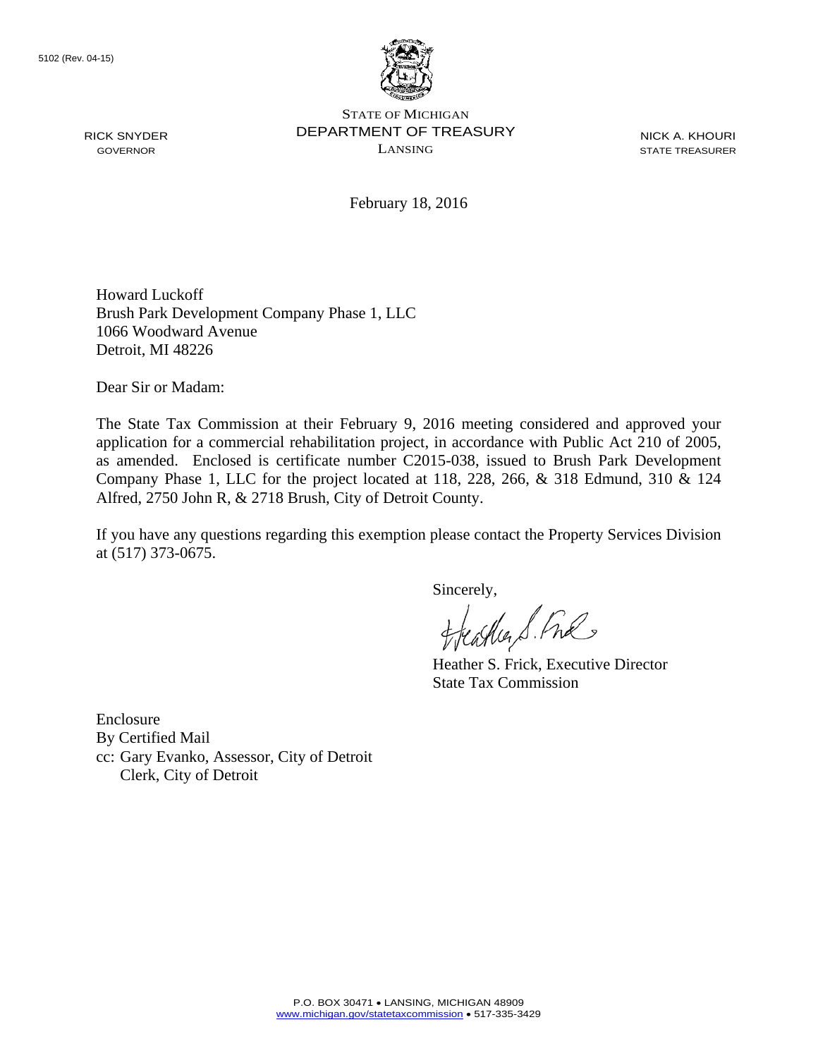5102 (Rev. 04-15)

STATE OF MICHIGAN
DEPARTMENT OF TREASURY
LANSING

RICK SNYDER
GOVERNOR

NICK A. KHOURI
STATE TREASURER

February 18, 2016

Howard Luckoff
Brush Park Development Company Phase 1, LLC
1066 Woodward Avenue
Detroit, MI 48226

Dear Sir or Madam:

The State Tax Commission at their February 9, 2016 meeting considered and approved your application for a commercial rehabilitation project, in accordance with Public Act 210 of 2005, as amended. Enclosed is certificate number C2015-038, issued to Brush Park Development Company Phase 1, LLC for the project located at 118, 228, 266, & 318 Edmund, 310 & 124 Alfred, 2750 John R, & 2718 Brush, City of Detroit County.

If you have any questions regarding this exemption please contact the Property Services Division at (517) 373-0675.

Sincerely,

Heather S. Frick, Executive Director
State Tax Commission

Enclosure
By Certified Mail
cc: Gary Evanko, Assessor, City of Detroit
Clerk, City of Detroit

P.O. BOX 30471 • LANSING, MICHIGAN 48909
www.michigan.gov/statetaxcommission • 517-335-3429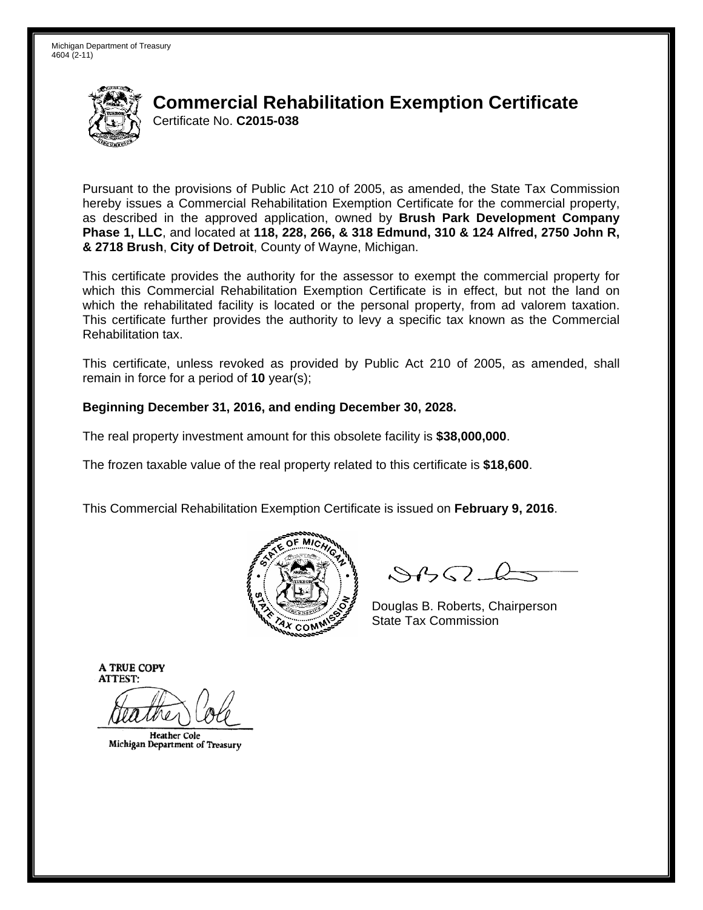Michigan Department of Treasury
4604 (2-11)

# Commercial Rehabilitation Exemption Certificate

Certificate No. **C2015-038**

Pursuant to the provisions of Public Act 210 of 2005, as amended, the State Tax Commission hereby issues a Commercial Rehabilitation Exemption Certificate for the commercial property, as described in the approved application, owned by **Brush Park Development Company Phase 1, LLC**, and located at **118, 228, 266, & 318 Edmund, 310 & 124 Alfred, 2750 John R, & 2718 Brush**, **City of Detroit**, County of Wayne, Michigan.

This certificate provides the authority for the assessor to exempt the commercial property for which this Commercial Rehabilitation Exemption Certificate is in effect, but not the land on which the rehabilitated facility is located or the personal property, from ad valorem taxation. This certificate further provides the authority to levy a specific tax known as the Commercial Rehabilitation tax.

This certificate, unless revoked as provided by Public Act 210 of 2005, as amended, shall remain in force for a period of **10** year(s);

**Beginning December 31, 2016, and ending December 30, 2028.**

The real property investment amount for this obsolete facility is **$38,000,000**.

The frozen taxable value of the real property related to this certificate is **$18,600**.

This Commercial Rehabilitation Exemption Certificate is issued on **February 9, 2016**.

Douglas B. Roberts, Chairperson
State Tax Commission

A TRUE COPY
ATTEST:

Heather Cole
Michigan Department of Treasury